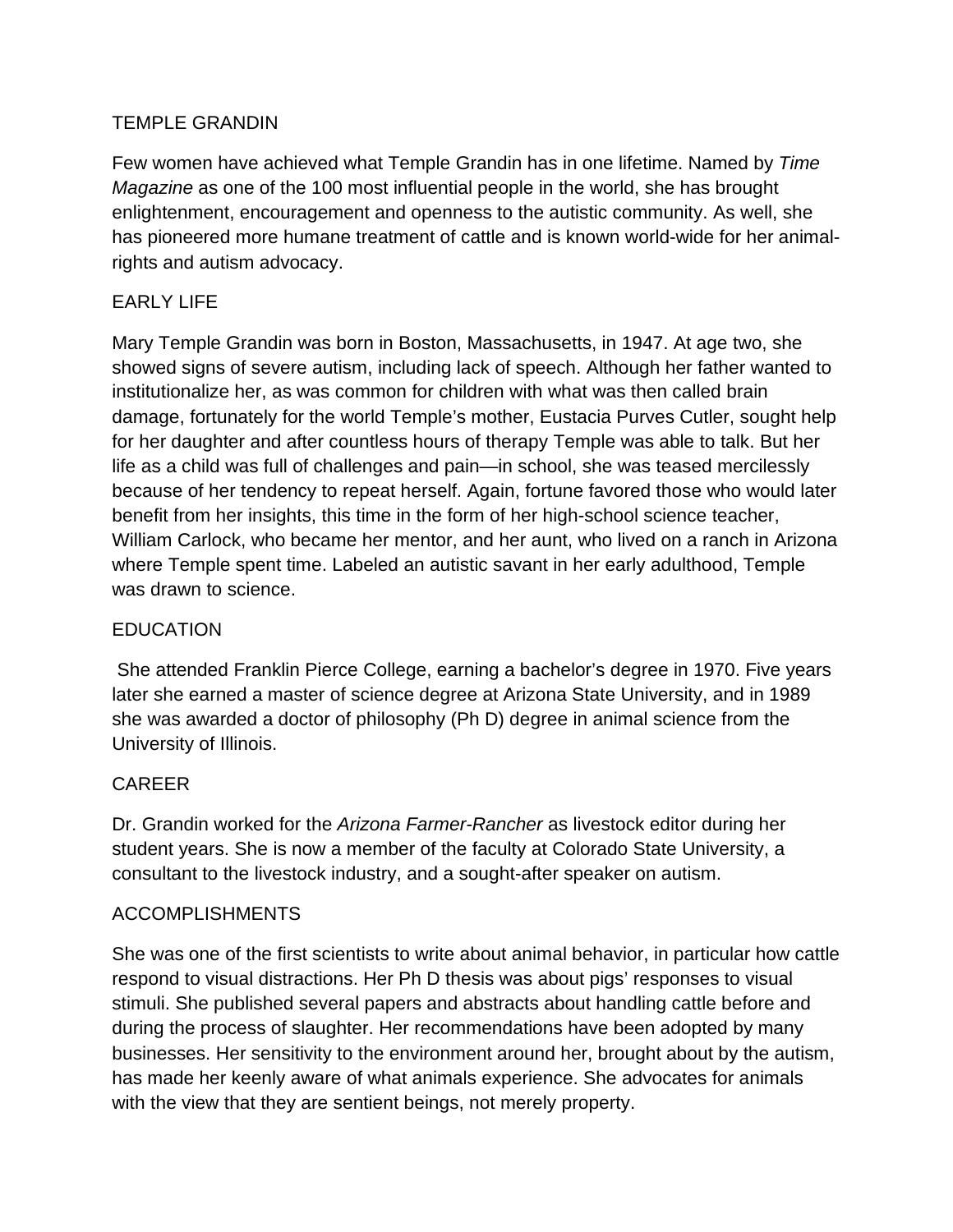# TEMPLE GRANDIN

Few women have achieved what Temple Grandin has in one lifetime. Named by *Time Magazine* as one of the 100 most influential people in the world, she has brought enlightenment, encouragement and openness to the autistic community. As well, she has pioneered more humane treatment of cattle and is known world-wide for her animal-rights and autism advocacy.

## EARLY LIFE

Mary Temple Grandin was born in Boston, Massachusetts, in 1947. At age two, she showed signs of severe autism, including lack of speech. Although her father wanted to institutionalize her, as was common for children with what was then called brain damage, fortunately for the world Temple's mother, Eustacia Purves Cutler, sought help for her daughter and after countless hours of therapy Temple was able to talk. But her life as a child was full of challenges and pain—in school, she was teased mercilessly because of her tendency to repeat herself. Again, fortune favored those who would later benefit from her insights, this time in the form of her high-school science teacher, William Carlock, who became her mentor, and her aunt, who lived on a ranch in Arizona where Temple spent time. Labeled an autistic savant in her early adulthood, Temple was drawn to science.

## EDUCATION

She attended Franklin Pierce College, earning a bachelor's degree in 1970. Five years later she earned a master of science degree at Arizona State University, and in 1989 she was awarded a doctor of philosophy (Ph D) degree in animal science from the University of Illinois.

## CAREER

Dr. Grandin worked for the *Arizona Farmer-Rancher* as livestock editor during her student years. She is now a member of the faculty at Colorado State University, a consultant to the livestock industry, and a sought-after speaker on autism.

## ACCOMPLISHMENTS

She was one of the first scientists to write about animal behavior, in particular how cattle respond to visual distractions. Her Ph D thesis was about pigs' responses to visual stimuli. She published several papers and abstracts about handling cattle before and during the process of slaughter. Her recommendations have been adopted by many businesses. Her sensitivity to the environment around her, brought about by the autism, has made her keenly aware of what animals experience. She advocates for animals with the view that they are sentient beings, not merely property.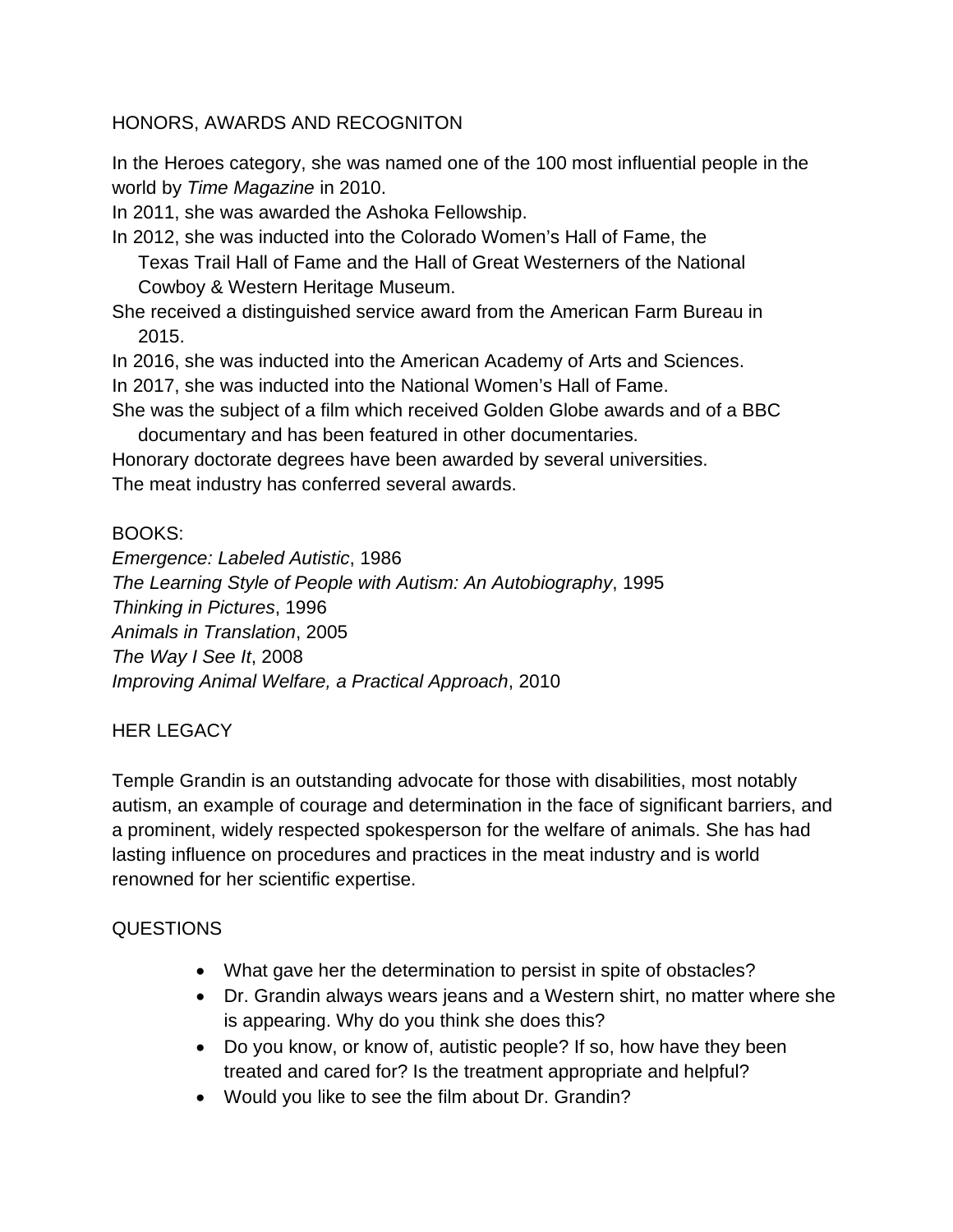## HONORS, AWARDS AND RECOGNITON

In the Heroes category, she was named one of the 100 most influential people in the world by *Time Magazine* in 2010.
In 2011, she was awarded the Ashoka Fellowship.
In 2012, she was inducted into the Colorado Women's Hall of Fame, the Texas Trail Hall of Fame and the Hall of Great Westerners of the National Cowboy & Western Heritage Museum.
She received a distinguished service award from the American Farm Bureau in 2015.
In 2016, she was inducted into the American Academy of Arts and Sciences.
In 2017, she was inducted into the National Women's Hall of Fame.
She was the subject of a film which received Golden Globe awards and of a BBC documentary and has been featured in other documentaries.
Honorary doctorate degrees have been awarded by several universities.
The meat industry has conferred several awards.

## BOOKS:

*Emergence: Labeled Autistic*, 1986
*The Learning Style of People with Autism: An Autobiography*, 1995
*Thinking in Pictures*, 1996
*Animals in Translation*, 2005
*The Way I See It*, 2008
*Improving Animal Welfare, a Practical Approach*, 2010

## HER LEGACY

Temple Grandin is an outstanding advocate for those with disabilities, most notably autism, an example of courage and determination in the face of significant barriers, and a prominent, widely respected spokesperson for the welfare of animals. She has had lasting influence on procedures and practices in the meat industry and is world renowned for her scientific expertise.

## QUESTIONS

- What gave her the determination to persist in spite of obstacles?
- Dr. Grandin always wears jeans and a Western shirt, no matter where she is appearing. Why do you think she does this?
- Do you know, or know of, autistic people? If so, how have they been treated and cared for? Is the treatment appropriate and helpful?
- Would you like to see the film about Dr. Grandin?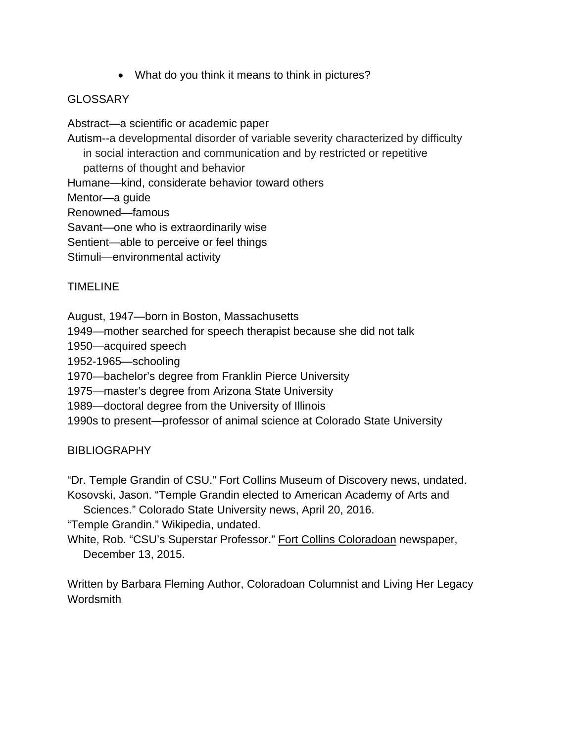- What do you think it means to think in pictures?

GLOSSARY

Abstract—a scientific or academic paper
Autism--a developmental disorder of variable severity characterized by difficulty in social interaction and communication and by restricted or repetitive patterns of thought and behavior
Humane—kind, considerate behavior toward others
Mentor—a guide
Renowned—famous
Savant—one who is extraordinarily wise
Sentient—able to perceive or feel things
Stimuli—environmental activity

TIMELINE

August, 1947—born in Boston, Massachusetts
1949—mother searched for speech therapist because she did not talk
1950—acquired speech
1952-1965—schooling
1970—bachelor's degree from Franklin Pierce University
1975—master's degree from Arizona State University
1989—doctoral degree from the University of Illinois
1990s to present—professor of animal science at Colorado State University

BIBLIOGRAPHY

"Dr. Temple Grandin of CSU." Fort Collins Museum of Discovery news, undated.
Kosovski, Jason. "Temple Grandin elected to American Academy of Arts and Sciences." Colorado State University news, April 20, 2016.
"Temple Grandin." Wikipedia, undated.
White, Rob. "CSU's Superstar Professor." Fort Collins Coloradoan newspaper, December 13, 2015.

Written by Barbara Fleming Author, Coloradoan Columnist and Living Her Legacy Wordsmith